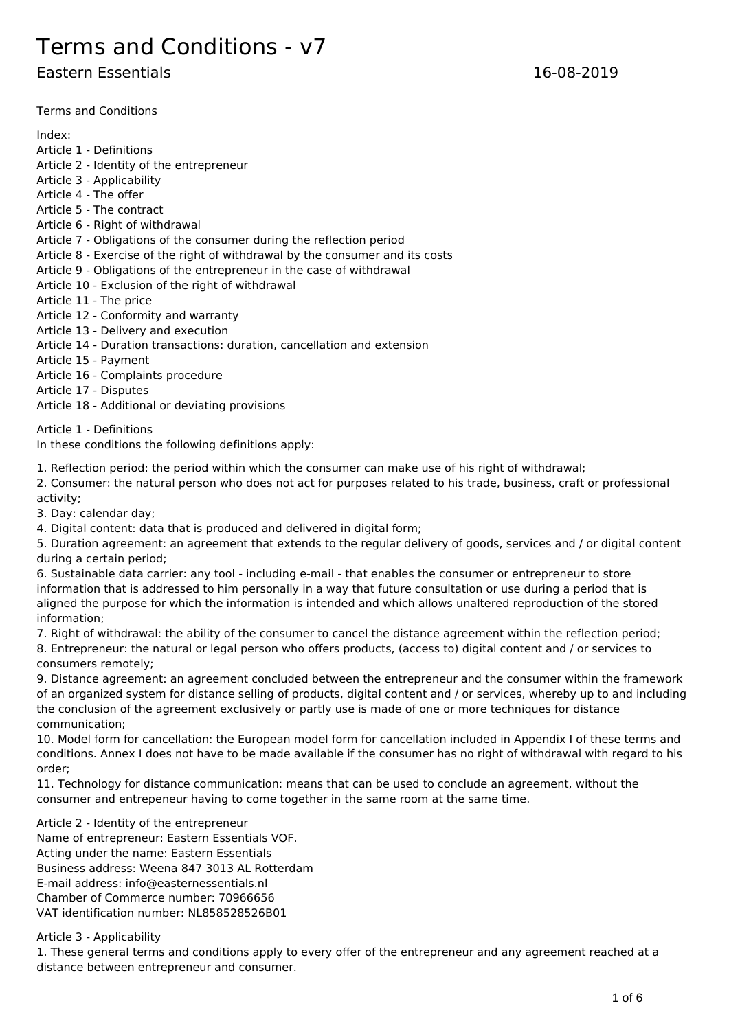# Terms and Conditions - v7

## Eastern Essentials

16-08-2019

Terms and Conditions

Index:
Article 1 - Definitions
Article 2 - Identity of the entrepreneur
Article 3 - Applicability
Article 4 - The offer
Article 5 - The contract
Article 6 - Right of withdrawal
Article 7 - Obligations of the consumer during the reflection period
Article 8 - Exercise of the right of withdrawal by the consumer and its costs
Article 9 - Obligations of the entrepreneur in the case of withdrawal
Article 10 - Exclusion of the right of withdrawal
Article 11 - The price
Article 12 - Conformity and warranty
Article 13 - Delivery and execution
Article 14 - Duration transactions: duration, cancellation and extension
Article 15 - Payment
Article 16 - Complaints procedure
Article 17 - Disputes
Article 18 - Additional or deviating provisions

Article 1 - Definitions
In these conditions the following definitions apply:

1. Reflection period: the period within which the consumer can make use of his right of withdrawal;
2. Consumer: the natural person who does not act for purposes related to his trade, business, craft or professional activity;
3. Day: calendar day;
4. Digital content: data that is produced and delivered in digital form;
5. Duration agreement: an agreement that extends to the regular delivery of goods, services and / or digital content during a certain period;
6. Sustainable data carrier: any tool - including e-mail - that enables the consumer or entrepreneur to store information that is addressed to him personally in a way that future consultation or use during a period that is aligned the purpose for which the information is intended and which allows unaltered reproduction of the stored information;
7. Right of withdrawal: the ability of the consumer to cancel the distance agreement within the reflection period;
8. Entrepreneur: the natural or legal person who offers products, (access to) digital content and / or services to consumers remotely;
9. Distance agreement: an agreement concluded between the entrepreneur and the consumer within the framework of an organized system for distance selling of products, digital content and / or services, whereby up to and including the conclusion of the agreement exclusively or partly use is made of one or more techniques for distance communication;
10. Model form for cancellation: the European model form for cancellation included in Appendix I of these terms and conditions. Annex I does not have to be made available if the consumer has no right of withdrawal with regard to his order;
11. Technology for distance communication: means that can be used to conclude an agreement, without the consumer and entepreneur having to come together in the same room at the same time.

Article 2 - Identity of the entrepreneur
Name of entrepreneur: Eastern Essentials VOF.
Acting under the name: Eastern Essentials
Business address: Weena 847 3013 AL Rotterdam
E-mail address: info@easternessentials.nl
Chamber of Commerce number: 70966656
VAT identification number: NL858528526B01

Article 3 - Applicability
1. These general terms and conditions apply to every offer of the entrepreneur and any agreement reached at a distance between entrepreneur and consumer.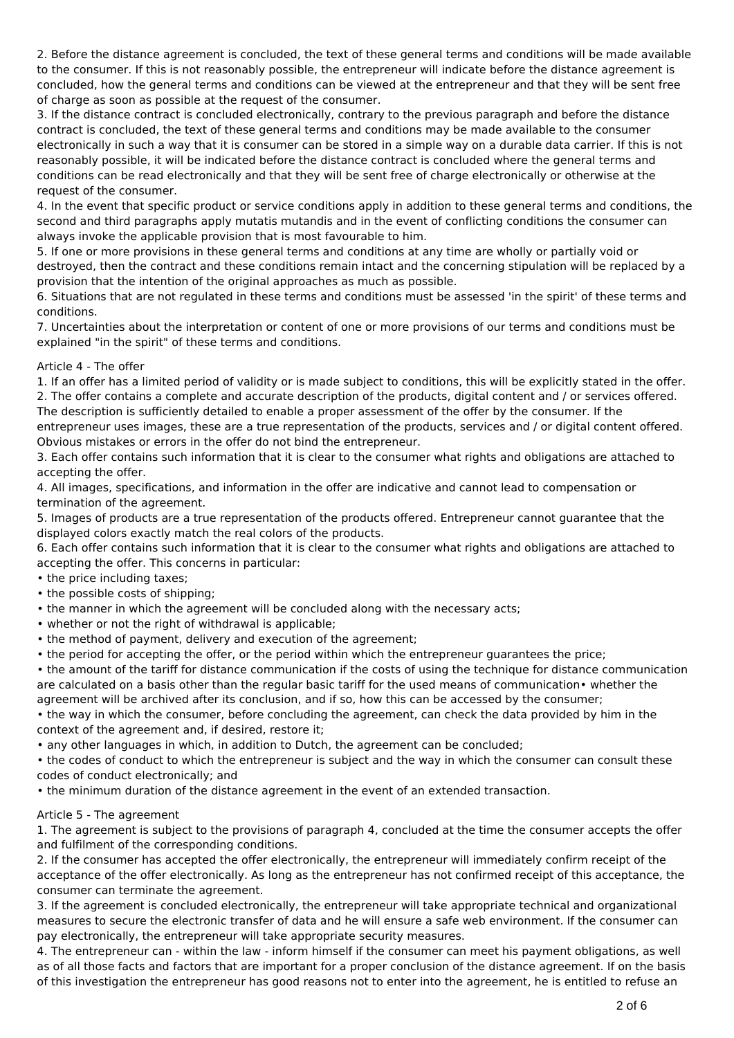2. Before the distance agreement is concluded, the text of these general terms and conditions will be made available to the consumer. If this is not reasonably possible, the entrepreneur will indicate before the distance agreement is concluded, how the general terms and conditions can be viewed at the entrepreneur and that they will be sent free of charge as soon as possible at the request of the consumer.
3. If the distance contract is concluded electronically, contrary to the previous paragraph and before the distance contract is concluded, the text of these general terms and conditions may be made available to the consumer electronically in such a way that it is consumer can be stored in a simple way on a durable data carrier. If this is not reasonably possible, it will be indicated before the distance contract is concluded where the general terms and conditions can be read electronically and that they will be sent free of charge electronically or otherwise at the request of the consumer.
4. In the event that specific product or service conditions apply in addition to these general terms and conditions, the second and third paragraphs apply mutatis mutandis and in the event of conflicting conditions the consumer can always invoke the applicable provision that is most favourable to him.
5. If one or more provisions in these general terms and conditions at any time are wholly or partially void or destroyed, then the contract and these conditions remain intact and the concerning stipulation will be replaced by a provision that the intention of the original approaches as much as possible.
6. Situations that are not regulated in these terms and conditions must be assessed 'in the spirit' of these terms and conditions.
7. Uncertainties about the interpretation or content of one or more provisions of our terms and conditions must be explained "in the spirit" of these terms and conditions.

Article 4 - The offer

1. If an offer has a limited period of validity or is made subject to conditions, this will be explicitly stated in the offer.
2. The offer contains a complete and accurate description of the products, digital content and / or services offered. The description is sufficiently detailed to enable a proper assessment of the offer by the consumer. If the entrepreneur uses images, these are a true representation of the products, services and / or digital content offered. Obvious mistakes or errors in the offer do not bind the entrepreneur.
3. Each offer contains such information that it is clear to the consumer what rights and obligations are attached to accepting the offer.
4. All images, specifications, and information in the offer are indicative and cannot lead to compensation or termination of the agreement.
5. Images of products are a true representation of the products offered. Entrepreneur cannot guarantee that the displayed colors exactly match the real colors of the products.
6. Each offer contains such information that it is clear to the consumer what rights and obligations are attached to accepting the offer. This concerns in particular:

- the price including taxes;
- the possible costs of shipping;
- the manner in which the agreement will be concluded along with the necessary acts;
- whether or not the right of withdrawal is applicable;
- the method of payment, delivery and execution of the agreement;
- the period for accepting the offer, or the period within which the entrepreneur guarantees the price;
- the amount of the tariff for distance communication if the costs of using the technique for distance communication are calculated on a basis other than the regular basic tariff for the used means of communication• whether the agreement will be archived after its conclusion, and if so, how this can be accessed by the consumer;
- the way in which the consumer, before concluding the agreement, can check the data provided by him in the context of the agreement and, if desired, restore it;
- any other languages in which, in addition to Dutch, the agreement can be concluded;
- the codes of conduct to which the entrepreneur is subject and the way in which the consumer can consult these codes of conduct electronically; and
- the minimum duration of the distance agreement in the event of an extended transaction.

Article 5 - The agreement

1. The agreement is subject to the provisions of paragraph 4, concluded at the time the consumer accepts the offer and fulfilment of the corresponding conditions.
2. If the consumer has accepted the offer electronically, the entrepreneur will immediately confirm receipt of the acceptance of the offer electronically. As long as the entrepreneur has not confirmed receipt of this acceptance, the consumer can terminate the agreement.
3. If the agreement is concluded electronically, the entrepreneur will take appropriate technical and organizational measures to secure the electronic transfer of data and he will ensure a safe web environment. If the consumer can pay electronically, the entrepreneur will take appropriate security measures.
4. The entrepreneur can - within the law - inform himself if the consumer can meet his payment obligations, as well as of all those facts and factors that are important for a proper conclusion of the distance agreement. If on the basis of this investigation the entrepreneur has good reasons not to enter into the agreement, he is entitled to refuse an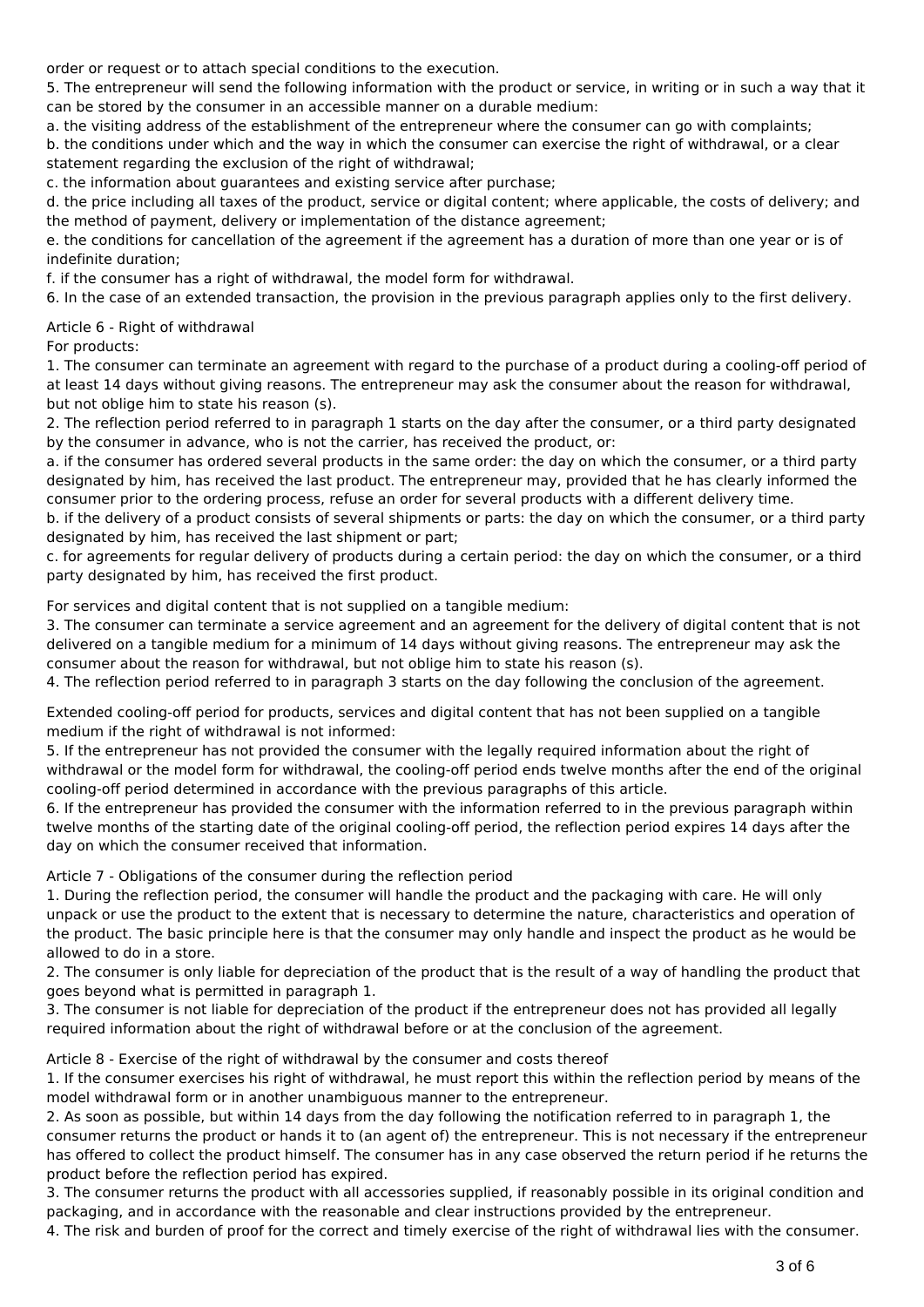order or request or to attach special conditions to the execution.

5. The entrepreneur will send the following information with the product or service, in writing or in such a way that it can be stored by the consumer in an accessible manner on a durable medium:

a. the visiting address of the establishment of the entrepreneur where the consumer can go with complaints;

b. the conditions under which and the way in which the consumer can exercise the right of withdrawal, or a clear statement regarding the exclusion of the right of withdrawal;

c. the information about guarantees and existing service after purchase;

d. the price including all taxes of the product, service or digital content; where applicable, the costs of delivery; and the method of payment, delivery or implementation of the distance agreement;

e. the conditions for cancellation of the agreement if the agreement has a duration of more than one year or is of indefinite duration;

f. if the consumer has a right of withdrawal, the model form for withdrawal.

6. In the case of an extended transaction, the provision in the previous paragraph applies only to the first delivery.

Article 6 - Right of withdrawal

For products:

1. The consumer can terminate an agreement with regard to the purchase of a product during a cooling-off period of at least 14 days without giving reasons. The entrepreneur may ask the consumer about the reason for withdrawal, but not oblige him to state his reason (s).

2. The reflection period referred to in paragraph 1 starts on the day after the consumer, or a third party designated by the consumer in advance, who is not the carrier, has received the product, or:

a. if the consumer has ordered several products in the same order: the day on which the consumer, or a third party designated by him, has received the last product. The entrepreneur may, provided that he has clearly informed the consumer prior to the ordering process, refuse an order for several products with a different delivery time.

b. if the delivery of a product consists of several shipments or parts: the day on which the consumer, or a third party designated by him, has received the last shipment or part;

c. for agreements for regular delivery of products during a certain period: the day on which the consumer, or a third party designated by him, has received the first product.

For services and digital content that is not supplied on a tangible medium:

3. The consumer can terminate a service agreement and an agreement for the delivery of digital content that is not delivered on a tangible medium for a minimum of 14 days without giving reasons. The entrepreneur may ask the consumer about the reason for withdrawal, but not oblige him to state his reason (s).

4. The reflection period referred to in paragraph 3 starts on the day following the conclusion of the agreement.

Extended cooling-off period for products, services and digital content that has not been supplied on a tangible medium if the right of withdrawal is not informed:

5. If the entrepreneur has not provided the consumer with the legally required information about the right of withdrawal or the model form for withdrawal, the cooling-off period ends twelve months after the end of the original cooling-off period determined in accordance with the previous paragraphs of this article.

6. If the entrepreneur has provided the consumer with the information referred to in the previous paragraph within twelve months of the starting date of the original cooling-off period, the reflection period expires 14 days after the day on which the consumer received that information.

Article 7 - Obligations of the consumer during the reflection period

1. During the reflection period, the consumer will handle the product and the packaging with care. He will only unpack or use the product to the extent that is necessary to determine the nature, characteristics and operation of the product. The basic principle here is that the consumer may only handle and inspect the product as he would be allowed to do in a store.

2. The consumer is only liable for depreciation of the product that is the result of a way of handling the product that goes beyond what is permitted in paragraph 1.

3. The consumer is not liable for depreciation of the product if the entrepreneur does not has provided all legally required information about the right of withdrawal before or at the conclusion of the agreement.

Article 8 - Exercise of the right of withdrawal by the consumer and costs thereof

1. If the consumer exercises his right of withdrawal, he must report this within the reflection period by means of the model withdrawal form or in another unambiguous manner to the entrepreneur.

2. As soon as possible, but within 14 days from the day following the notification referred to in paragraph 1, the consumer returns the product or hands it to (an agent of) the entrepreneur. This is not necessary if the entrepreneur has offered to collect the product himself. The consumer has in any case observed the return period if he returns the product before the reflection period has expired.

3. The consumer returns the product with all accessories supplied, if reasonably possible in its original condition and packaging, and in accordance with the reasonable and clear instructions provided by the entrepreneur.

4. The risk and burden of proof for the correct and timely exercise of the right of withdrawal lies with the consumer.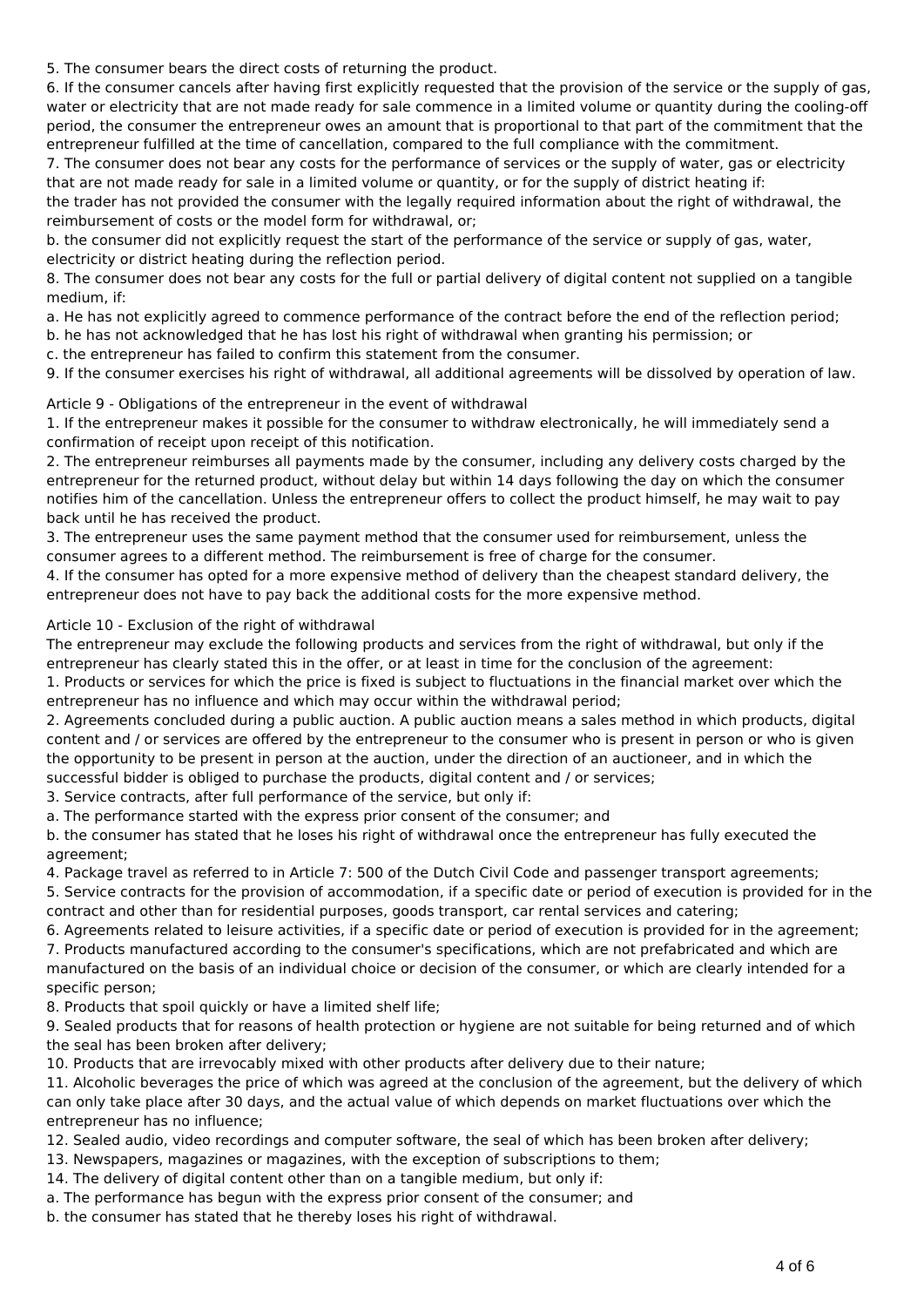5. The consumer bears the direct costs of returning the product.

6. If the consumer cancels after having first explicitly requested that the provision of the service or the supply of gas, water or electricity that are not made ready for sale commence in a limited volume or quantity during the cooling-off period, the consumer the entrepreneur owes an amount that is proportional to that part of the commitment that the entrepreneur fulfilled at the time of cancellation, compared to the full compliance with the commitment.

7. The consumer does not bear any costs for the performance of services or the supply of water, gas or electricity that are not made ready for sale in a limited volume or quantity, or for the supply of district heating if:

the trader has not provided the consumer with the legally required information about the right of withdrawal, the reimbursement of costs or the model form for withdrawal, or;

b. the consumer did not explicitly request the start of the performance of the service or supply of gas, water, electricity or district heating during the reflection period.

8. The consumer does not bear any costs for the full or partial delivery of digital content not supplied on a tangible medium, if:

a. He has not explicitly agreed to commence performance of the contract before the end of the reflection period;

b. he has not acknowledged that he has lost his right of withdrawal when granting his permission; or

c. the entrepreneur has failed to confirm this statement from the consumer.

9. If the consumer exercises his right of withdrawal, all additional agreements will be dissolved by operation of law.

Article 9 - Obligations of the entrepreneur in the event of withdrawal

1. If the entrepreneur makes it possible for the consumer to withdraw electronically, he will immediately send a confirmation of receipt upon receipt of this notification.

2. The entrepreneur reimburses all payments made by the consumer, including any delivery costs charged by the entrepreneur for the returned product, without delay but within 14 days following the day on which the consumer notifies him of the cancellation. Unless the entrepreneur offers to collect the product himself, he may wait to pay back until he has received the product.

3. The entrepreneur uses the same payment method that the consumer used for reimbursement, unless the consumer agrees to a different method. The reimbursement is free of charge for the consumer.

4. If the consumer has opted for a more expensive method of delivery than the cheapest standard delivery, the entrepreneur does not have to pay back the additional costs for the more expensive method.

Article 10 - Exclusion of the right of withdrawal

The entrepreneur may exclude the following products and services from the right of withdrawal, but only if the entrepreneur has clearly stated this in the offer, or at least in time for the conclusion of the agreement:

1. Products or services for which the price is fixed is subject to fluctuations in the financial market over which the entrepreneur has no influence and which may occur within the withdrawal period;

2. Agreements concluded during a public auction. A public auction means a sales method in which products, digital content and / or services are offered by the entrepreneur to the consumer who is present in person or who is given the opportunity to be present in person at the auction, under the direction of an auctioneer, and in which the successful bidder is obliged to purchase the products, digital content and / or services;

3. Service contracts, after full performance of the service, but only if:

a. The performance started with the express prior consent of the consumer; and

b. the consumer has stated that he loses his right of withdrawal once the entrepreneur has fully executed the agreement;

4. Package travel as referred to in Article 7: 500 of the Dutch Civil Code and passenger transport agreements;

5. Service contracts for the provision of accommodation, if a specific date or period of execution is provided for in the contract and other than for residential purposes, goods transport, car rental services and catering;

6. Agreements related to leisure activities, if a specific date or period of execution is provided for in the agreement;

7. Products manufactured according to the consumer's specifications, which are not prefabricated and which are manufactured on the basis of an individual choice or decision of the consumer, or which are clearly intended for a specific person;

8. Products that spoil quickly or have a limited shelf life;

9. Sealed products that for reasons of health protection or hygiene are not suitable for being returned and of which the seal has been broken after delivery;

10. Products that are irrevocably mixed with other products after delivery due to their nature;

11. Alcoholic beverages the price of which was agreed at the conclusion of the agreement, but the delivery of which can only take place after 30 days, and the actual value of which depends on market fluctuations over which the entrepreneur has no influence;

12. Sealed audio, video recordings and computer software, the seal of which has been broken after delivery;

13. Newspapers, magazines or magazines, with the exception of subscriptions to them;

14. The delivery of digital content other than on a tangible medium, but only if:

a. The performance has begun with the express prior consent of the consumer; and

b. the consumer has stated that he thereby loses his right of withdrawal.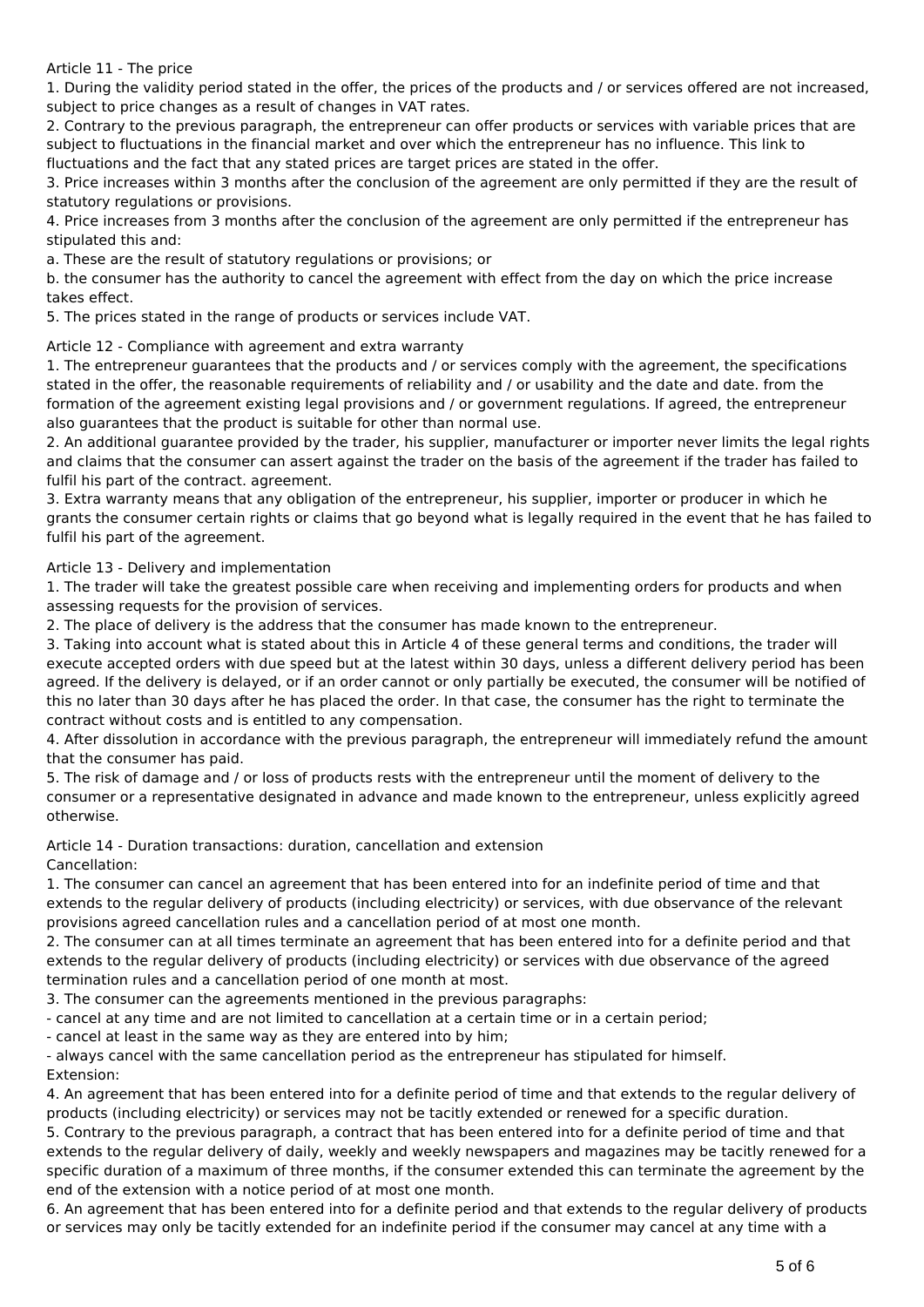Article 11 - The price

1. During the validity period stated in the offer, the prices of the products and / or services offered are not increased, subject to price changes as a result of changes in VAT rates.
2. Contrary to the previous paragraph, the entrepreneur can offer products or services with variable prices that are subject to fluctuations in the financial market and over which the entrepreneur has no influence. This link to fluctuations and the fact that any stated prices are target prices are stated in the offer.
3. Price increases within 3 months after the conclusion of the agreement are only permitted if they are the result of statutory regulations or provisions.
4. Price increases from 3 months after the conclusion of the agreement are only permitted if the entrepreneur has stipulated this and:

a. These are the result of statutory regulations or provisions; or

b. the consumer has the authority to cancel the agreement with effect from the day on which the price increase takes effect.

5. The prices stated in the range of products or services include VAT.

Article 12 - Compliance with agreement and extra warranty

1. The entrepreneur guarantees that the products and / or services comply with the agreement, the specifications stated in the offer, the reasonable requirements of reliability and / or usability and the date and date. from the formation of the agreement existing legal provisions and / or government regulations. If agreed, the entrepreneur also guarantees that the product is suitable for other than normal use.
2. An additional guarantee provided by the trader, his supplier, manufacturer or importer never limits the legal rights and claims that the consumer can assert against the trader on the basis of the agreement if the trader has failed to fulfil his part of the contract. agreement.
3. Extra warranty means that any obligation of the entrepreneur, his supplier, importer or producer in which he grants the consumer certain rights or claims that go beyond what is legally required in the event that he has failed to fulfil his part of the agreement.

Article 13 - Delivery and implementation

1. The trader will take the greatest possible care when receiving and implementing orders for products and when assessing requests for the provision of services.
2. The place of delivery is the address that the consumer has made known to the entrepreneur.
3. Taking into account what is stated about this in Article 4 of these general terms and conditions, the trader will execute accepted orders with due speed but at the latest within 30 days, unless a different delivery period has been agreed. If the delivery is delayed, or if an order cannot or only partially be executed, the consumer will be notified of this no later than 30 days after he has placed the order. In that case, the consumer has the right to terminate the contract without costs and is entitled to any compensation.
4. After dissolution in accordance with the previous paragraph, the entrepreneur will immediately refund the amount that the consumer has paid.
5. The risk of damage and / or loss of products rests with the entrepreneur until the moment of delivery to the consumer or a representative designated in advance and made known to the entrepreneur, unless explicitly agreed otherwise.

Article 14 - Duration transactions: duration, cancellation and extension

Cancellation:

1. The consumer can cancel an agreement that has been entered into for an indefinite period of time and that extends to the regular delivery of products (including electricity) or services, with due observance of the relevant provisions agreed cancellation rules and a cancellation period of at most one month.
2. The consumer can at all times terminate an agreement that has been entered into for a definite period and that extends to the regular delivery of products (including electricity) or services with due observance of the agreed termination rules and a cancellation period of one month at most.
3. The consumer can the agreements mentioned in the previous paragraphs:

- cancel at any time and are not limited to cancellation at a certain time or in a certain period;
- cancel at least in the same way as they are entered into by him;
- always cancel with the same cancellation period as the entrepreneur has stipulated for himself.

Extension:

4. An agreement that has been entered into for a definite period of time and that extends to the regular delivery of products (including electricity) or services may not be tacitly extended or renewed for a specific duration.
5. Contrary to the previous paragraph, a contract that has been entered into for a definite period of time and that extends to the regular delivery of daily, weekly and weekly newspapers and magazines may be tacitly renewed for a specific duration of a maximum of three months, if the consumer extended this can terminate the agreement by the end of the extension with a notice period of at most one month.
6. An agreement that has been entered into for a definite period and that extends to the regular delivery of products or services may only be tacitly extended for an indefinite period if the consumer may cancel at any time with a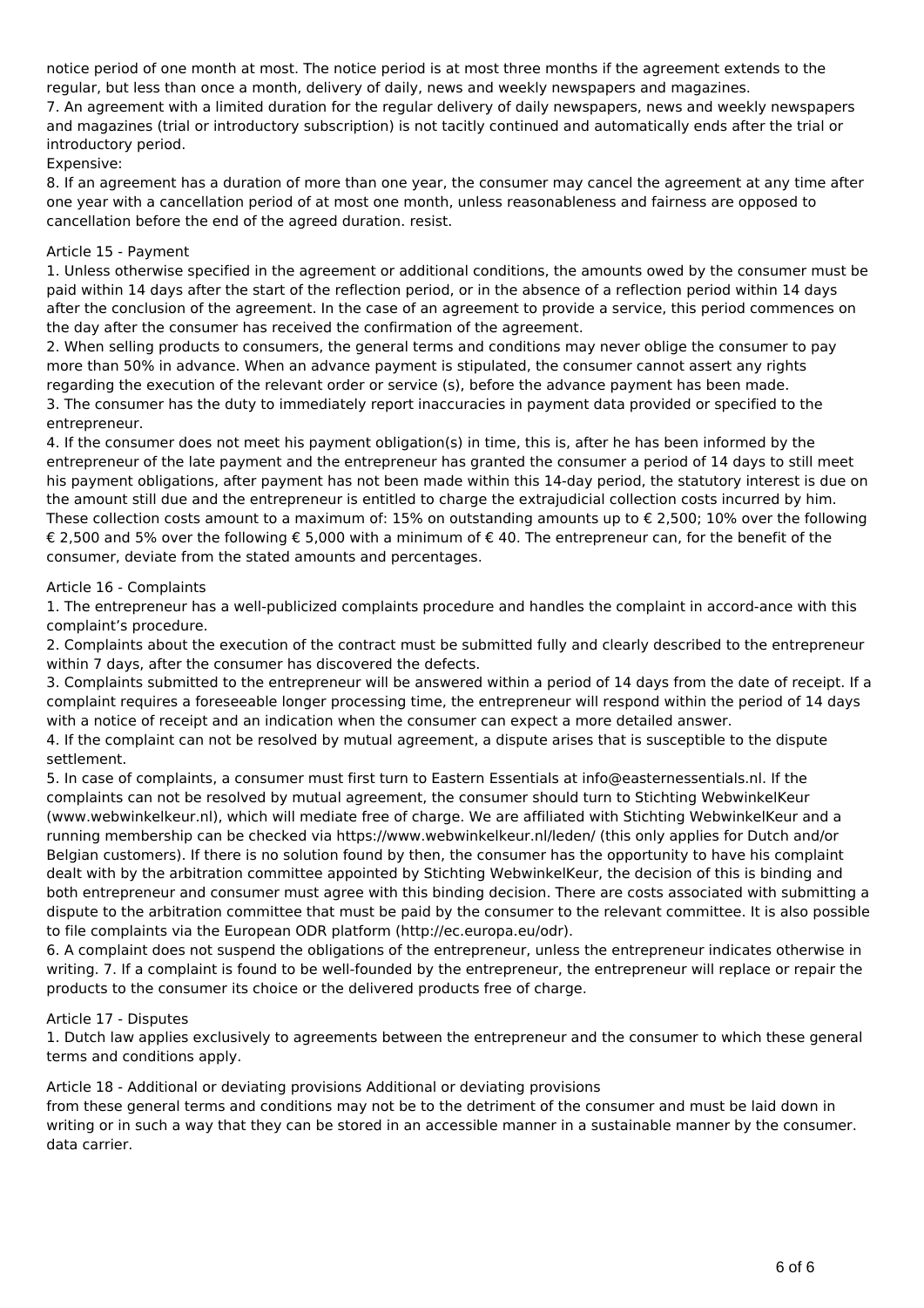notice period of one month at most. The notice period is at most three months if the agreement extends to the regular, but less than once a month, delivery of daily, news and weekly newspapers and magazines.

7. An agreement with a limited duration for the regular delivery of daily newspapers, news and weekly newspapers and magazines (trial or introductory subscription) is not tacitly continued and automatically ends after the trial or introductory period.

Expensive:

8. If an agreement has a duration of more than one year, the consumer may cancel the agreement at any time after one year with a cancellation period of at most one month, unless reasonableness and fairness are opposed to cancellation before the end of the agreed duration. resist.

Article 15 - Payment

1. Unless otherwise specified in the agreement or additional conditions, the amounts owed by the consumer must be paid within 14 days after the start of the reflection period, or in the absence of a reflection period within 14 days after the conclusion of the agreement. In the case of an agreement to provide a service, this period commences on the day after the consumer has received the confirmation of the agreement.

2. When selling products to consumers, the general terms and conditions may never oblige the consumer to pay more than 50% in advance. When an advance payment is stipulated, the consumer cannot assert any rights regarding the execution of the relevant order or service (s), before the advance payment has been made.

3. The consumer has the duty to immediately report inaccuracies in payment data provided or specified to the entrepreneur.

4. If the consumer does not meet his payment obligation(s) in time, this is, after he has been informed by the entrepreneur of the late payment and the entrepreneur has granted the consumer a period of 14 days to still meet his payment obligations, after payment has not been made within this 14-day period, the statutory interest is due on the amount still due and the entrepreneur is entitled to charge the extrajudicial collection costs incurred by him. These collection costs amount to a maximum of: 15% on outstanding amounts up to € 2,500; 10% over the following € 2,500 and 5% over the following € 5,000 with a minimum of € 40. The entrepreneur can, for the benefit of the consumer, deviate from the stated amounts and percentages.

Article 16 - Complaints

1. The entrepreneur has a well-publicized complaints procedure and handles the complaint in accord-ance with this complaint's procedure.

2. Complaints about the execution of the contract must be submitted fully and clearly described to the entrepreneur within 7 days, after the consumer has discovered the defects.

3. Complaints submitted to the entrepreneur will be answered within a period of 14 days from the date of receipt. If a complaint requires a foreseeable longer processing time, the entrepreneur will respond within the period of 14 days with a notice of receipt and an indication when the consumer can expect a more detailed answer.

4. If the complaint can not be resolved by mutual agreement, a dispute arises that is susceptible to the dispute settlement.

5. In case of complaints, a consumer must first turn to Eastern Essentials at info@easternessentials.nl. If the complaints can not be resolved by mutual agreement, the consumer should turn to Stichting WebwinkelKeur (www.webwinkelkeur.nl), which will mediate free of charge. We are affiliated with Stichting WebwinkelKeur and a running membership can be checked via https://www.webwinkelkeur.nl/leden/ (this only applies for Dutch and/or Belgian customers). If there is no solution found by then, the consumer has the opportunity to have his complaint dealt with by the arbitration committee appointed by Stichting WebwinkelKeur, the decision of this is binding and both entrepreneur and consumer must agree with this binding decision. There are costs associated with submitting a dispute to the arbitration committee that must be paid by the consumer to the relevant committee. It is also possible to file complaints via the European ODR platform (http://ec.europa.eu/odr).

6. A complaint does not suspend the obligations of the entrepreneur, unless the entrepreneur indicates otherwise in writing. 7. If a complaint is found to be well-founded by the entrepreneur, the entrepreneur will replace or repair the products to the consumer its choice or the delivered products free of charge.

Article 17 - Disputes

1. Dutch law applies exclusively to agreements between the entrepreneur and the consumer to which these general terms and conditions apply.

Article 18 - Additional or deviating provisions Additional or deviating provisions from these general terms and conditions may not be to the detriment of the consumer and must be laid down in writing or in such a way that they can be stored in an accessible manner in a sustainable manner by the consumer. data carrier.